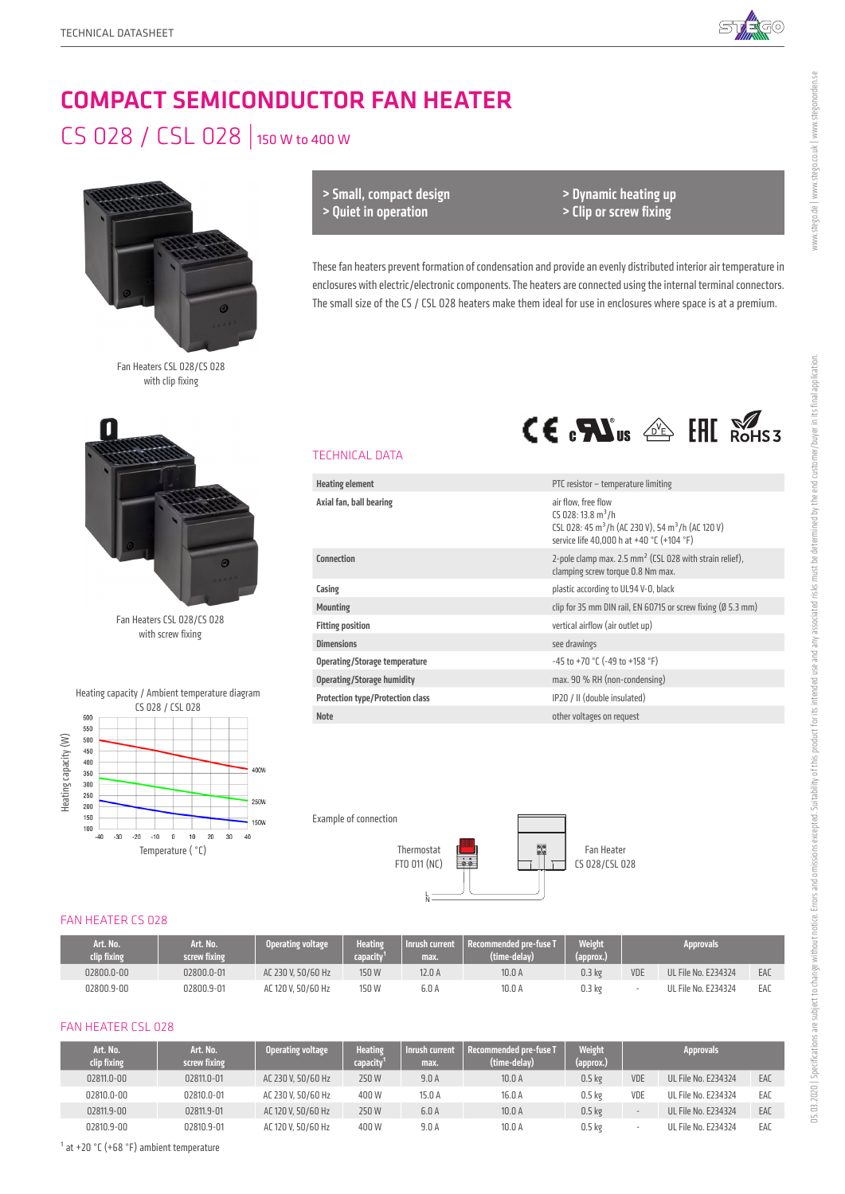# COMPACT SEMICONDUCTOR FAN HEATER

## CS 028 / CSL 028 | 150 W to 400 W

- > Small, compact design
- > Quiet in operation
- > Dynamic heating up
- > Clip or screw fixing

These fan heaters prevent formation of condensation and provide an evenly distributed interior air temperature in enclosures with electric/electronic components. The heaters are connected using the internal terminal connectors. The small size of the CS / CSL 028 heaters make them ideal for use in enclosures where space is at a premium.

Fan Heaters CSL 028/CS 028 with clip fixing

Fan Heaters CSL 028/CS 028 with screw fixing

Heating capacity / Ambient temperature diagram CS 028 / CSL 028

Heating capacity (W)

600
550
500
450
400
350
300
250
200
150
100

-40 -30 -20 -10 0 10 20 30 40

Temperature (°C)

400W
250W
150W

### TECHNICAL DATA

| | |
|---|---|
| **Heating element** | PTC resistor – temperature limiting |
| **Axial fan, ball bearing** | air flow, free flow<br>CS 028: 13.8 m³/h<br>CSL 028: 45 m³/h (AC 230 V), 54 m³/h (AC 120 V)<br>service life 40,000 h at +40 °C (+104 °F) |
| **Connection** | 2-pole clamp max. 2.5 mm² (CSL 028 with strain relief), clamping screw torque 0.8 Nm max. |
| **Casing** | plastic according to UL94 V-0, black |
| **Mounting** | clip for 35 mm DIN rail, EN 60715 or screw fixing (Ø 5.3 mm) |
| **Fitting position** | vertical airflow (air outlet up) |
| **Dimensions** | see drawings |
| **Operating/Storage temperature** | -45 to +70 °C (-49 to +158 °F) |
| **Operating/Storage humidity** | max. 90 % RH (non-condensing) |
| **Protection type/Protection class** | IP20 / II (double insulated) |
| **Note** | other voltages on request |

Example of connection

Thermostat FTO 011 (NC)

Fan Heater CS 028/CSL 028

L
N

### FAN HEATER CS 028

| Art. No. clip fixing | Art. No. screw fixing | Operating voltage | Heating capacity[1] | Inrush current max. | Recommended pre-fuse T (time-delay) | Weight (approx.) | Approvals | | |
|---|---|---|---|---|---|---|---|---|---|
| 02800.0-00 | 02800.0-01 | AC 230 V, 50/60 Hz | 150 W | 12.0 A | 10.0 A | 0.3 kg | VDE | UL File No. E234324 | EAC |
| 02800.9-00 | 02800.9-01 | AC 120 V, 50/60 Hz | 150 W | 6.0 A | 10.0 A | 0.3 kg | - | UL File No. E234324 | EAC |

### FAN HEATER CSL 028

| Art. No. clip fixing | Art. No. screw fixing | Operating voltage | Heating capacity[1] | Inrush current max. | Recommended pre-fuse T (time-delay) | Weight (approx.) | Approvals | | |
|---|---|---|---|---|---|---|---|---|---|
| 02811.0-00 | 02811.0-01 | AC 230 V, 50/60 Hz | 250 W | 9.0 A | 10.0 A | 0.5 kg | VDE | UL File No. E234324 | EAC |
| 02810.0-00 | 02810.0-01 | AC 230 V, 50/60 Hz | 400 W | 15.0 A | 16.0 A | 0.5 kg | VDE | UL File No. E234324 | EAC |
| 02811.9-00 | 02811.9-01 | AC 120 V, 50/60 Hz | 250 W | 6.0 A | 10.0 A | 0.5 kg | - | UL File No. E234324 | EAC |
| 02810.9-00 | 02810.9-01 | AC 120 V, 50/60 Hz | 400 W | 9.0 A | 10.0 A | 0.5 kg | - | UL File No. E234324 | EAC |

[1] at +20 °C (+68 °F) ambient temperature

05.03.2020 | Specifications are subject to change without notice. Errors and omissions excepted. Suitability of this product for its intended use and any associated risks must be determined by the end customer/buyer in its final application.

www.stego.de | www.stego.co.uk | www.stegonorden.se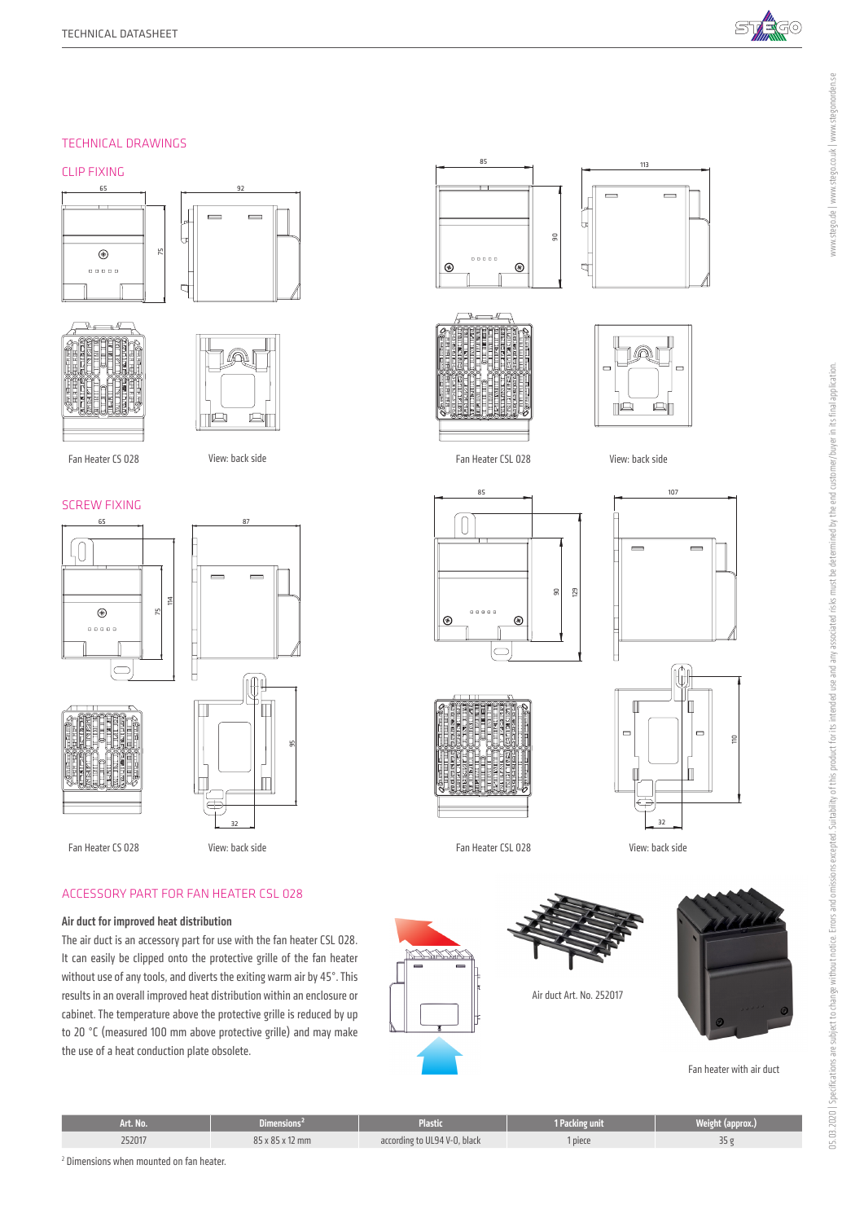## TECHNICAL DRAWINGS

### CLIP FIXING

65

92

75

Fan Heater CS 028

View: back side

85

113

90

Fan Heater CSL 028

View: back side

### SCREW FIXING

65

87

75

114

95

32

Fan Heater CS 028

View: back side

85

107

90

129

110

32

Fan Heater CSL 028

View: back side

## ACCESSORY PART FOR FAN HEATER CSL 028

**Air duct for improved heat distribution**

The air duct is an accessory part for use with the fan heater CSL 028. It can easily be clipped onto the protective grille of the fan heater without use of any tools, and diverts the exiting warm air by 45°. This results in an overall improved heat distribution within an enclosure or cabinet. The temperature above the protective grille is reduced by up to 20 °C (measured 100 mm above protective grille) and may make the use of a heat conduction plate obsolete.

Air duct Art. No. 252017

Fan heater with air duct

| Art. No. | Dimensions[2] | Plastic | 1 Packing unit | Weight (approx.) |
|---|---|---|---|---|
| 252017 | 85 x 85 x 12 mm | according to UL94 V-0, black | 1 piece | 35 g |

[2] Dimensions when mounted on fan heater.

05.03.2020 | Specifications are subject to change without notice. Errors and omissions excepted. Suitability of this product for its intended use and any associated risks must be determined by the end customer/buyer in its final application.

www.stego.de | www.stego.co.uk | www.stegonorden.se